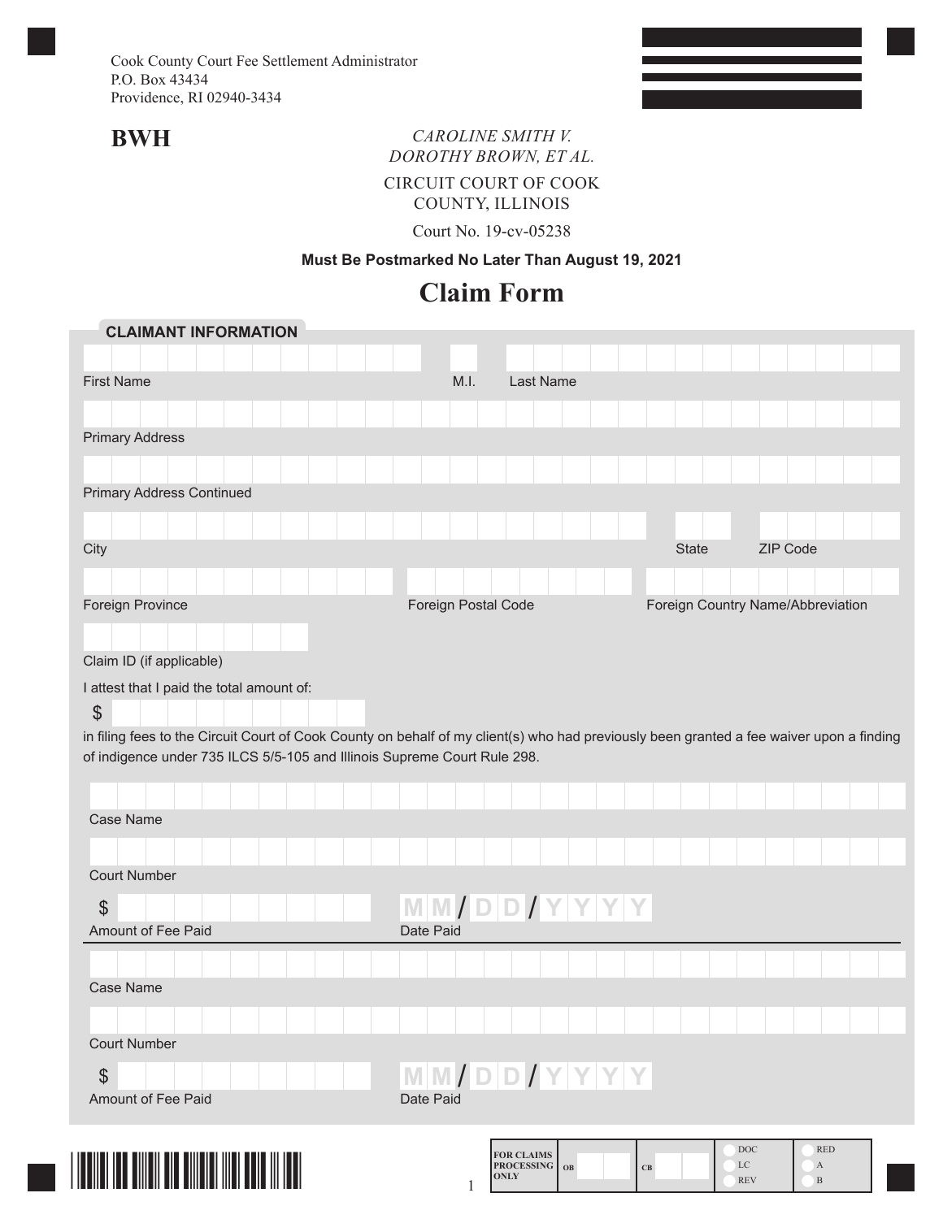Cook County Court Fee Settlement Administrator
P.O. Box 43434
Providence, RI 02940-3434

**BWH**

*CAROLINE SMITH V. DOROTHY BROWN, ET AL.*

CIRCUIT COURT OF COOK COUNTY, ILLINOIS

Court No. 19-cv-05238

**Must Be Postmarked No Later Than August 19, 2021**

# Claim Form

## CLAIMANT INFORMATION

First Name | M.I. | Last Name

Primary Address

Primary Address Continued

City | State | ZIP Code

Foreign Province | Foreign Postal Code | Foreign Country Name/Abbreviation

Claim ID (if applicable)

I attest that I paid the total amount of:

$

in filing fees to the Circuit Court of Cook County on behalf of my client(s) who had previously been granted a fee waiver upon a finding of indigence under 735 ILCS 5/5-105 and Illinois Supreme Court Rule 298.

Case Name

Court Number

$ Amount of Fee Paid | MM/DD/YYYY Date Paid

Case Name

Court Number

$ Amount of Fee Paid | MM/DD/YYYY Date Paid

FOR CLAIMS PROCESSING ONLY | OB | CB | DOC | LC | REV | RED | A | B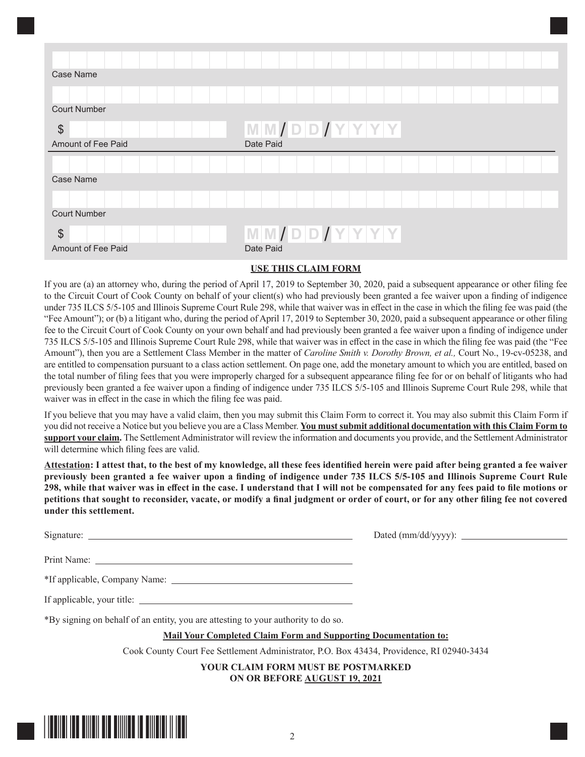Case Name

Court Number

$ 

Amount of Fee Paid

MM/DD/YYYY

Date Paid

Case Name

Court Number

$ 

Amount of Fee Paid

MM/DD/YYYY

Date Paid

**USE THIS CLAIM FORM**

If you are (a) an attorney who, during the period of April 17, 2019 to September 30, 2020, paid a subsequent appearance or other filing fee to the Circuit Court of Cook County on behalf of your client(s) who had previously been granted a fee waiver upon a finding of indigence under 735 ILCS 5/5-105 and Illinois Supreme Court Rule 298, while that waiver was in effect in the case in which the filing fee was paid (the "Fee Amount"); or (b) a litigant who, during the period of April 17, 2019 to September 30, 2020, paid a subsequent appearance or other filing fee to the Circuit Court of Cook County on your own behalf and had previously been granted a fee waiver upon a finding of indigence under 735 ILCS 5/5-105 and Illinois Supreme Court Rule 298, while that waiver was in effect in the case in which the filing fee was paid (the "Fee Amount"), then you are a Settlement Class Member in the matter of *Caroline Smith v. Dorothy Brown, et al.,* Court No., 19-cv-05238, and are entitled to compensation pursuant to a class action settlement. On page one, add the monetary amount to which you are entitled, based on the total number of filing fees that you were improperly charged for a subsequent appearance filing fee for or on behalf of litigants who had previously been granted a fee waiver upon a finding of indigence under 735 ILCS 5/5-105 and Illinois Supreme Court Rule 298, while that waiver was in effect in the case in which the filing fee was paid.

If you believe that you may have a valid claim, then you may submit this Claim Form to correct it. You may also submit this Claim Form if you did not receive a Notice but you believe you are a Class Member. **You must submit additional documentation with this Claim Form to support your claim.** The Settlement Administrator will review the information and documents you provide, and the Settlement Administrator will determine which filing fees are valid.

**Attestation: I attest that, to the best of my knowledge, all these fees identified herein were paid after being granted a fee waiver previously been granted a fee waiver upon a finding of indigence under 735 ILCS 5/5-105 and Illinois Supreme Court Rule 298, while that waiver was in effect in the case. I understand that I will not be compensated for any fees paid to file motions or petitions that sought to reconsider, vacate, or modify a final judgment or order of court, or for any other filing fee not covered under this settlement.**

Signature: ______________________________ Dated (mm/dd/yyyy): ______________

Print Name: ______________________________

*If applicable, Company Name: ______________________________

If applicable, your title: ______________________________

*By signing on behalf of an entity, you are attesting to your authority to do so.

**Mail Your Completed Claim Form and Supporting Documentation to:**

Cook County Court Fee Settlement Administrator, P.O. Box 43434, Providence, RI 02940-3434

**YOUR CLAIM FORM MUST BE POSTMARKED ON OR BEFORE AUGUST 19, 2021**